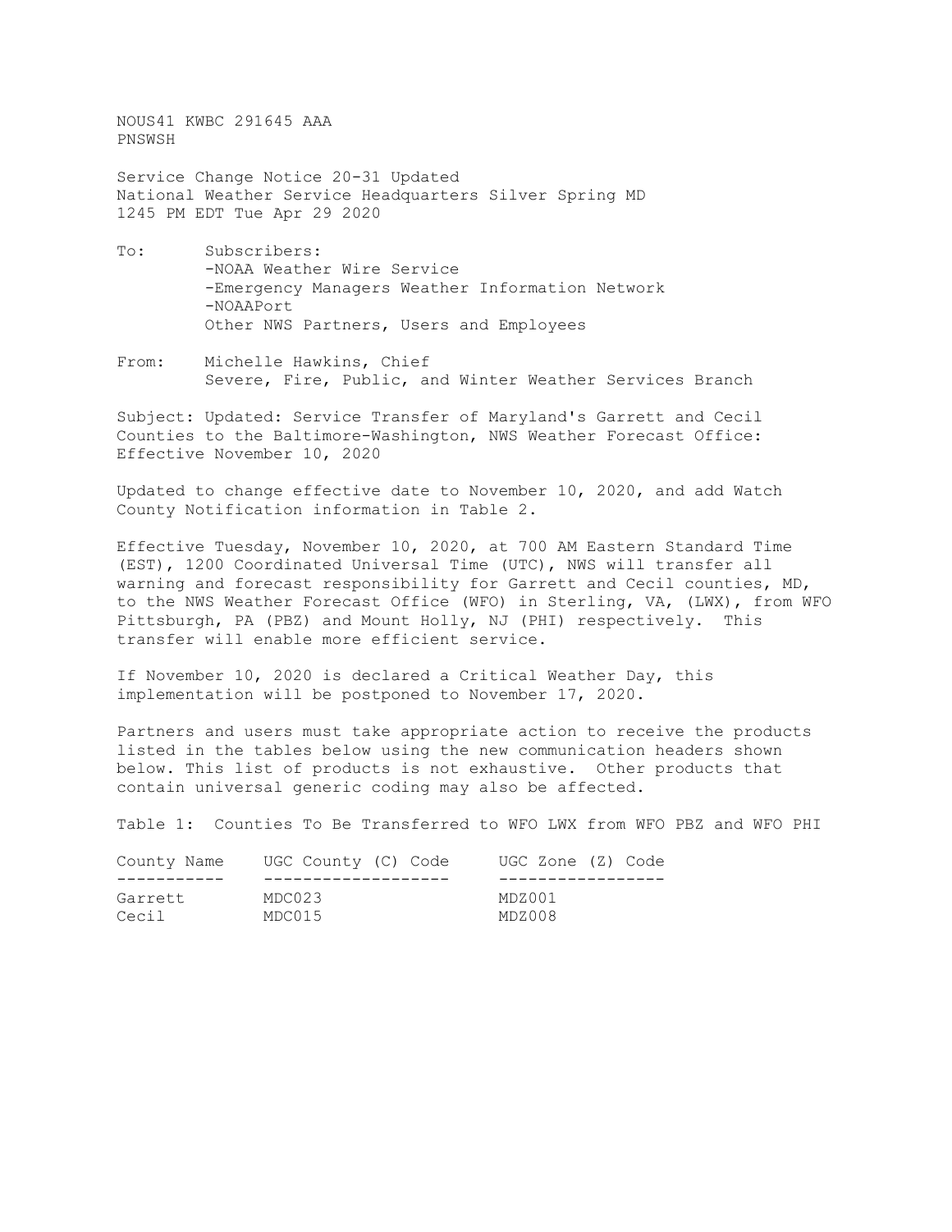NOUS41 KWBC 291645 AAA
PNSWSH

Service Change Notice 20-31 Updated
National Weather Service Headquarters Silver Spring MD
1245 PM EDT Tue Apr 29 2020

To: Subscribers:
-NOAA Weather Wire Service
-Emergency Managers Weather Information Network
-NOAAPort
Other NWS Partners, Users and Employees

From: Michelle Hawkins, Chief
Severe, Fire, Public, and Winter Weather Services Branch

Subject: Updated: Service Transfer of Maryland's Garrett and Cecil Counties to the Baltimore-Washington, NWS Weather Forecast Office: Effective November 10, 2020

Updated to change effective date to November 10, 2020, and add Watch County Notification information in Table 2.

Effective Tuesday, November 10, 2020, at 700 AM Eastern Standard Time (EST), 1200 Coordinated Universal Time (UTC), NWS will transfer all warning and forecast responsibility for Garrett and Cecil counties, MD, to the NWS Weather Forecast Office (WFO) in Sterling, VA, (LWX), from WFO Pittsburgh, PA (PBZ) and Mount Holly, NJ (PHI) respectively. This transfer will enable more efficient service.

If November 10, 2020 is declared a Critical Weather Day, this implementation will be postponed to November 17, 2020.

Partners and users must take appropriate action to receive the products listed in the tables below using the new communication headers shown below. This list of products is not exhaustive. Other products that contain universal generic coding may also be affected.

Table 1: Counties To Be Transferred to WFO LWX from WFO PBZ and WFO PHI

| County Name | UGC County (C) Code | UGC Zone (Z) Code |
|---|---|---|
| Garrett | MDC023 | MDZ001 |
| Cecil | MDC015 | MDZ008 |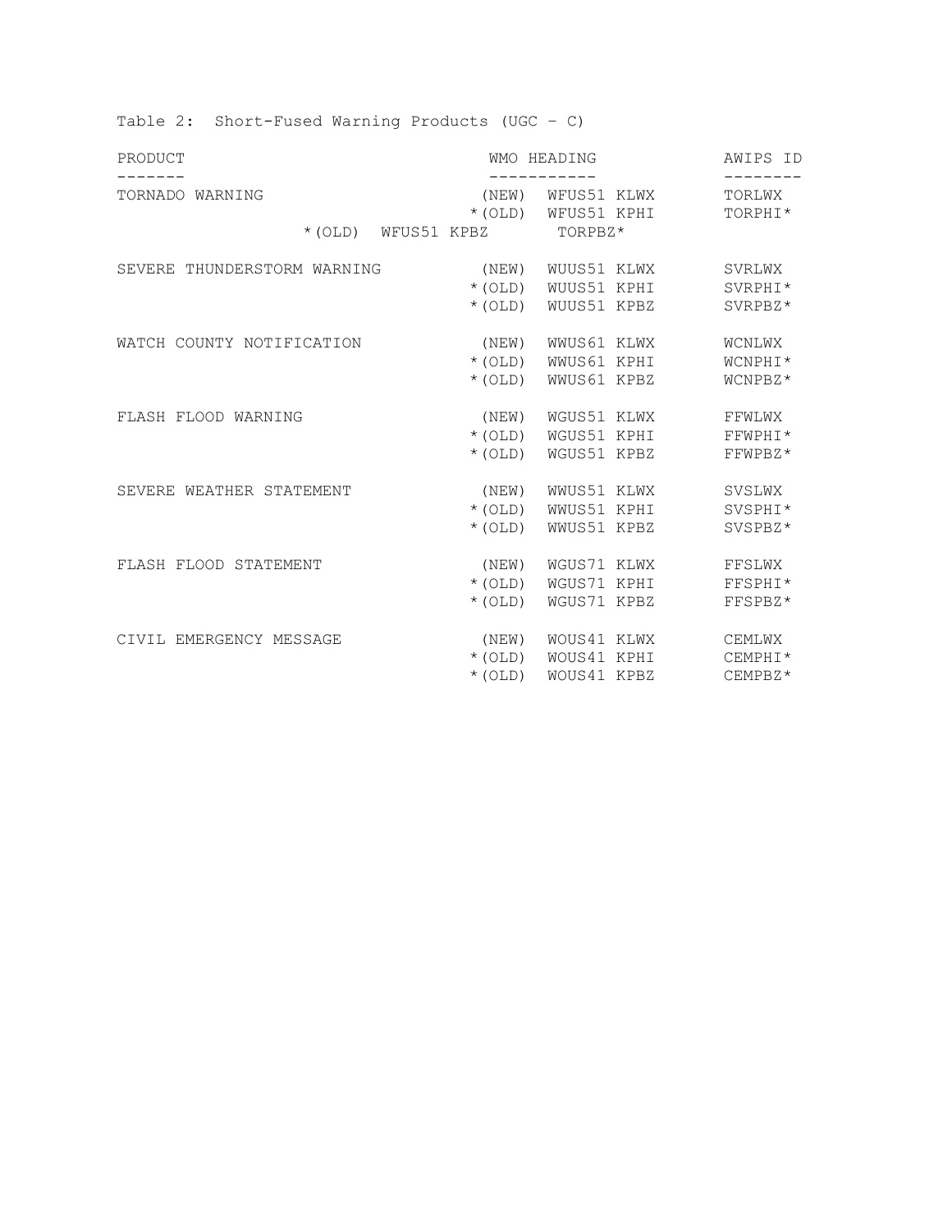Table 2: Short-Fused Warning Products (UGC – C)

| PRODUCT | | WMO HEADING | AWIPS ID |
|---|---|---|---|
| TORNADO WARNING | (NEW) | WFUS51 KLWX | TORLWX |
| | *(OLD) | WFUS51 KPHI | TORPHI* |
| | *(OLD) | WFUS51 KPBZ | TORPBZ* |
| SEVERE THUNDERSTORM WARNING | (NEW) | WUUS51 KLWX | SVRLWX |
| | *(OLD) | WUUS51 KPHI | SVRPHI* |
| | *(OLD) | WUUS51 KPBZ | SVRPBZ* |
| WATCH COUNTY NOTIFICATION | (NEW) | WWUS61 KLWX | WCNLWX |
| | *(OLD) | WWUS61 KPHI | WCNPHI* |
| | *(OLD) | WWUS61 KPBZ | WCNPBZ* |
| FLASH FLOOD WARNING | (NEW) | WGUS51 KLWX | FFWLWX |
| | *(OLD) | WGUS51 KPHI | FFWPHI* |
| | *(OLD) | WGUS51 KPBZ | FFWPBZ* |
| SEVERE WEATHER STATEMENT | (NEW) | WWUS51 KLWX | SVSLWX |
| | *(OLD) | WWUS51 KPHI | SVSPHI* |
| | *(OLD) | WWUS51 KPBZ | SVSPBZ* |
| FLASH FLOOD STATEMENT | (NEW) | WGUS71 KLWX | FFSLWX |
| | *(OLD) | WGUS71 KPHI | FFSPHI* |
| | *(OLD) | WGUS71 KPBZ | FFSPBZ* |
| CIVIL EMERGENCY MESSAGE | (NEW) | WOUS41 KLWX | CEMLWX |
| | *(OLD) | WOUS41 KPHI | CEMPHI* |
| | *(OLD) | WOUS41 KPBZ | CEMPBZ* |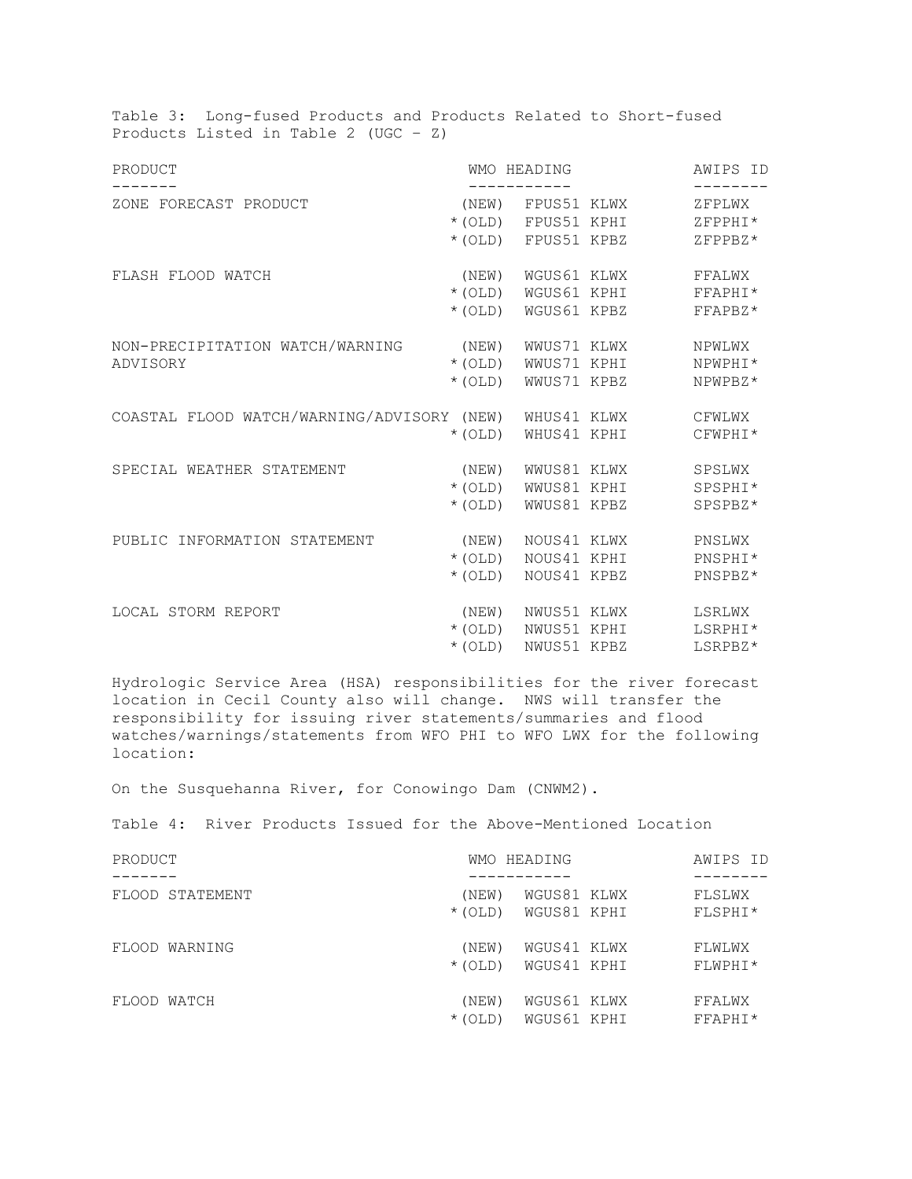Table 3: Long-fused Products and Products Related to Short-fused Products Listed in Table 2 (UGC – Z)

| PRODUCT | | WMO HEADING | AWIPS ID |
|---|---|---|---|
| ZONE FORECAST PRODUCT | (NEW) | FPUS51 KLWX | ZFPLWX |
| | *(OLD) | FPUS51 KPHI | ZFPPHI* |
| | *(OLD) | FPUS51 KPBZ | ZFPPBZ* |
| FLASH FLOOD WATCH | (NEW) | WGUS61 KLWX | FFALWX |
| | *(OLD) | WGUS61 KPHI | FFAPHI* |
| | *(OLD) | WGUS61 KPBZ | FFAPBZ* |
| NON-PRECIPITATION WATCH/WARNING ADVISORY | (NEW) | WWUS71 KLWX | NPWLWX |
| | *(OLD) | WWUS71 KPHI | NPWPHI* |
| | *(OLD) | WWUS71 KPBZ | NPWPBZ* |
| COASTAL FLOOD WATCH/WARNING/ADVISORY | (NEW) | WHUS41 KLWX | CFWLWX |
| | *(OLD) | WHUS41 KPHI | CFWPHI* |
| SPECIAL WEATHER STATEMENT | (NEW) | WWUS81 KLWX | SPSLWX |
| | *(OLD) | WWUS81 KPHI | SPSPHI* |
| | *(OLD) | WWUS81 KPBZ | SPSPBZ* |
| PUBLIC INFORMATION STATEMENT | (NEW) | NOUS41 KLWX | PNSLWX |
| | *(OLD) | NOUS41 KPHI | PNSPHI* |
| | *(OLD) | NOUS41 KPBZ | PNSPBZ* |
| LOCAL STORM REPORT | (NEW) | NWUS51 KLWX | LSRLWX |
| | *(OLD) | NWUS51 KPHI | LSRPHI* |
| | *(OLD) | NWUS51 KPBZ | LSRPBZ* |

Hydrologic Service Area (HSA) responsibilities for the river forecast location in Cecil County also will change. NWS will transfer the responsibility for issuing river statements/summaries and flood watches/warnings/statements from WFO PHI to WFO LWX for the following location:

On the Susquehanna River, for Conowingo Dam (CNWM2).

Table 4: River Products Issued for the Above-Mentioned Location

| PRODUCT | | WMO HEADING | AWIPS ID |
|---|---|---|---|
| FLOOD STATEMENT | (NEW) | WGUS81 KLWX | FLSLWX |
| | *(OLD) | WGUS81 KPHI | FLSPHI* |
| FLOOD WARNING | (NEW) | WGUS41 KLWX | FLWLWX |
| | *(OLD) | WGUS41 KPHI | FLWPHI* |
| FLOOD WATCH | (NEW) | WGUS61 KLWX | FFALWX |
| | *(OLD) | WGUS61 KPHI | FFAPHI* |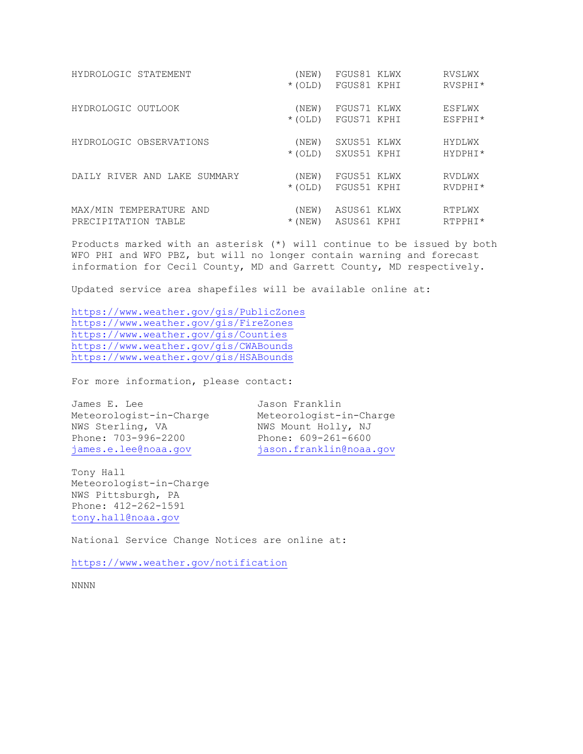| | | | |
|---|---|---|---|
| HYDROLOGIC STATEMENT | (NEW) | FGUS81 KLWX | RVSLWX |
| | *(OLD) | FGUS81 KPHI | RVSPHI* |
| HYDROLOGIC OUTLOOK | (NEW) | FGUS71 KLWX | ESFLWX |
| | *(OLD) | FGUS71 KPHI | ESFPHI* |
| HYDROLOGIC OBSERVATIONS | (NEW) | SXUS51 KLWX | HYDLWX |
| | *(OLD) | SXUS51 KPHI | HYDPHI* |
| DAILY RIVER AND LAKE SUMMARY | (NEW) | FGUS51 KLWX | RVDLWX |
| | *(OLD) | FGUS51 KPHI | RVDPHI* |
| MAX/MIN TEMPERATURE AND | (NEW) | ASUS61 KLWX | RTPLWX |
| PRECIPITATION TABLE | *(NEW) | ASUS61 KPHI | RTPPHI* |

Products marked with an asterisk (*) will continue to be issued by both WFO PHI and WFO PBZ, but will no longer contain warning and forecast information for Cecil County, MD and Garrett County, MD respectively.

Updated service area shapefiles will be available online at:

https://www.weather.gov/gis/PublicZones
https://www.weather.gov/gis/FireZones
https://www.weather.gov/gis/Counties
https://www.weather.gov/gis/CWABounds
https://www.weather.gov/gis/HSABounds

For more information, please contact:

James E. Lee
Meteorologist-in-Charge
NWS Sterling, VA
Phone: 703-996-2200
james.e.lee@noaa.gov

Jason Franklin
Meteorologist-in-Charge
NWS Mount Holly, NJ
Phone: 609-261-6600
jason.franklin@noaa.gov

Tony Hall
Meteorologist-in-Charge
NWS Pittsburgh, PA
Phone: 412-262-1591
tony.hall@noaa.gov

National Service Change Notices are online at:

https://www.weather.gov/notification

NNNN